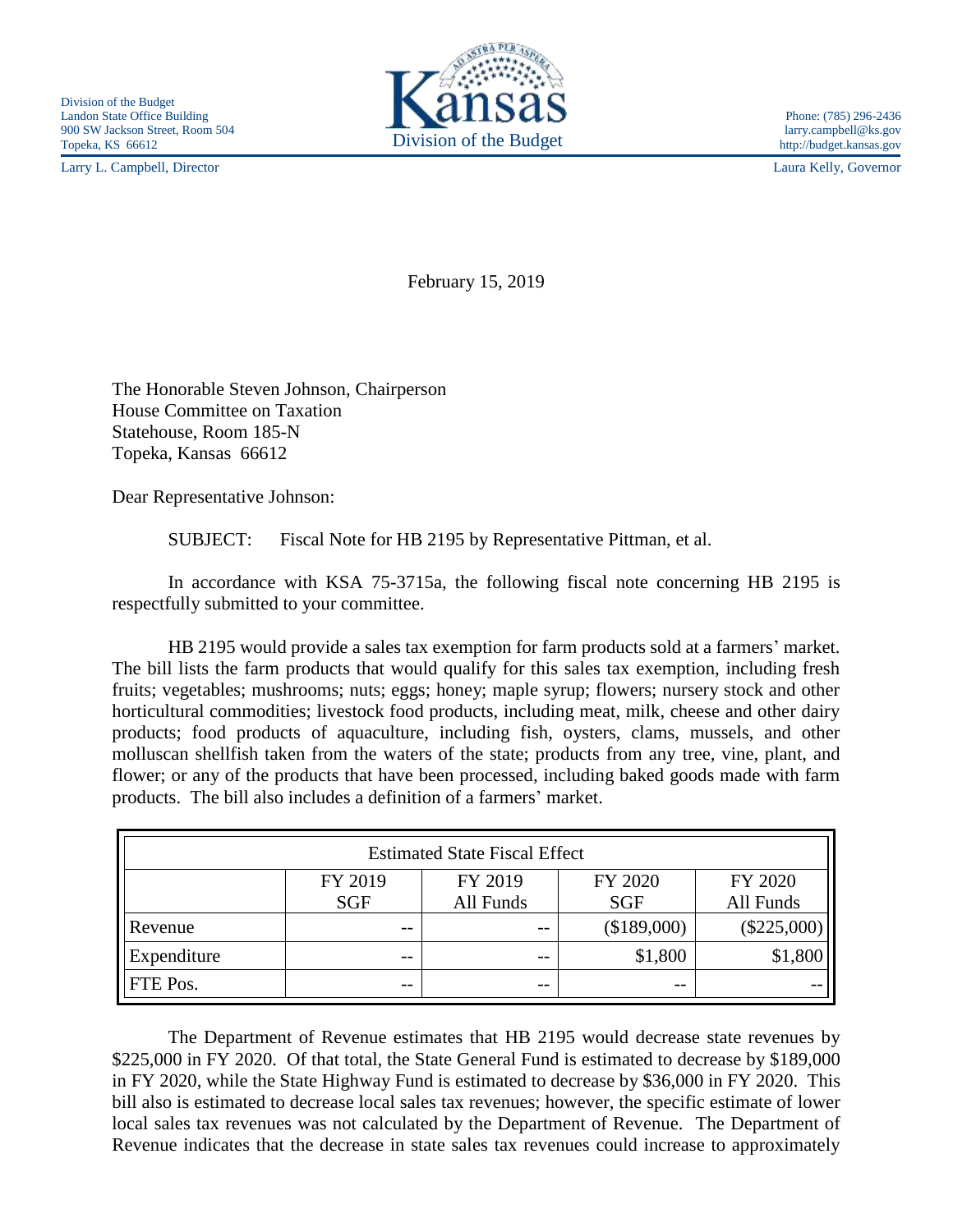Division of the Budget
Landon State Office Building
900 SW Jackson Street, Room 504
Topeka, KS 66612

Kansas
Division of the Budget

Phone: (785) 296-2436
larry.campbell@ks.gov
http://budget.kansas.gov

Larry L. Campbell, Director

Laura Kelly, Governor

February 15, 2019

The Honorable Steven Johnson, Chairperson
House Committee on Taxation
Statehouse, Room 185-N
Topeka, Kansas 66612

Dear Representative Johnson:

SUBJECT: Fiscal Note for HB 2195 by Representative Pittman, et al.

In accordance with KSA 75-3715a, the following fiscal note concerning HB 2195 is respectfully submitted to your committee.

HB 2195 would provide a sales tax exemption for farm products sold at a farmers' market. The bill lists the farm products that would qualify for this sales tax exemption, including fresh fruits; vegetables; mushrooms; nuts; eggs; honey; maple syrup; flowers; nursery stock and other horticultural commodities; livestock food products, including meat, milk, cheese and other dairy products; food products of aquaculture, including fish, oysters, clams, mussels, and other molluscan shellfish taken from the waters of the state; products from any tree, vine, plant, and flower; or any of the products that have been processed, including baked goods made with farm products. The bill also includes a definition of a farmers' market.

| Estimated State Fiscal Effect | | | | |
|---|---|---|---|---|
| | FY 2019 SGF | FY 2019 All Funds | FY 2020 SGF | FY 2020 All Funds |
| Revenue | -- | -- | ($189,000) | ($225,000) |
| Expenditure | -- | -- | $1,800 | $1,800 |
| FTE Pos. | -- | -- | -- | -- |

The Department of Revenue estimates that HB 2195 would decrease state revenues by $225,000 in FY 2020. Of that total, the State General Fund is estimated to decrease by $189,000 in FY 2020, while the State Highway Fund is estimated to decrease by $36,000 in FY 2020. This bill also is estimated to decrease local sales tax revenues; however, the specific estimate of lower local sales tax revenues was not calculated by the Department of Revenue. The Department of Revenue indicates that the decrease in state sales tax revenues could increase to approximately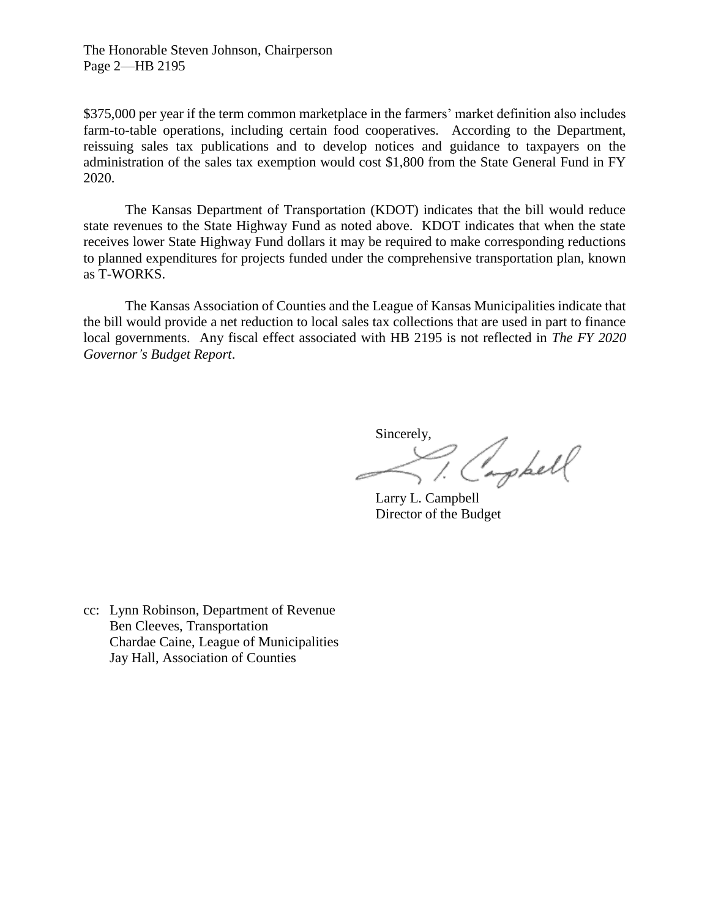$375,000 per year if the term common marketplace in the farmers' market definition also includes farm-to-table operations, including certain food cooperatives. According to the Department, reissuing sales tax publications and to develop notices and guidance to taxpayers on the administration of the sales tax exemption would cost $1,800 from the State General Fund in FY 2020.

The Kansas Department of Transportation (KDOT) indicates that the bill would reduce state revenues to the State Highway Fund as noted above. KDOT indicates that when the state receives lower State Highway Fund dollars it may be required to make corresponding reductions to planned expenditures for projects funded under the comprehensive transportation plan, known as T-WORKS.

The Kansas Association of Counties and the League of Kansas Municipalities indicate that the bill would provide a net reduction to local sales tax collections that are used in part to finance local governments. Any fiscal effect associated with HB 2195 is not reflected in *The FY 2020 Governor's Budget Report*.

Sincerely,

Larry L. Campbell
Director of the Budget

cc: Lynn Robinson, Department of Revenue
Ben Cleeves, Transportation
Chardae Caine, League of Municipalities
Jay Hall, Association of Counties